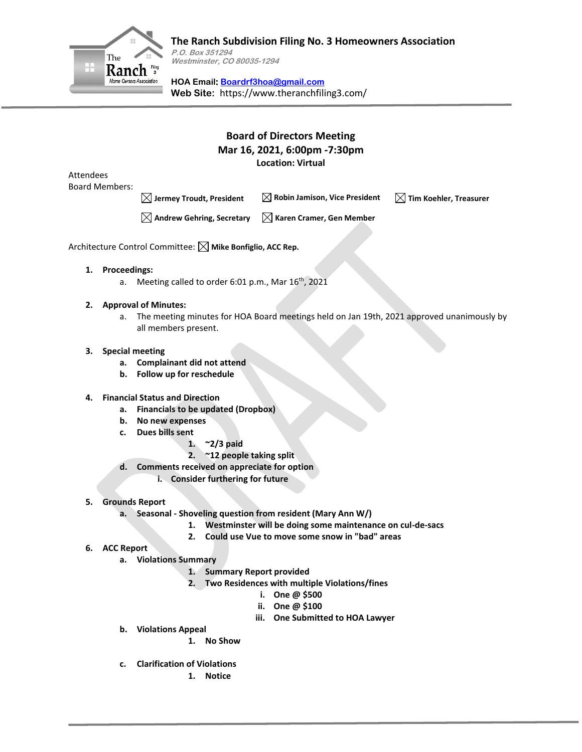# The Ranch Subdivision Filing No. 3 Homeowners Association

*P.O. Box 351294*
*Westminster, CO 80035-1294*

**HOA Email:** Boardrf3hoa@gmail.com
**Web Site:** https://www.theranchfiling3.com/

## Board of Directors Meeting
## Mar 16, 2021, 6:00pm -7:30pm
**Location: Virtual**

Attendees
Board Members:

☒ **Jermey Troudt, President** ☒ **Robin Jamison, Vice President** ☒ **Tim Koehler, Treasurer**

☒ **Andrew Gehring, Secretary** ☒ **Karen Cramer, Gen Member**

Architecture Control Committee: ☒ **Mike Bonfiglio, ACC Rep.**

1. **Proceedings:**
   a. Meeting called to order 6:01 p.m., Mar 16th, 2021

2. **Approval of Minutes:**
   a. The meeting minutes for HOA Board meetings held on Jan 19th, 2021 approved unanimously by all members present.

3. **Special meeting**
   a. **Complainant did not attend**
   b. **Follow up for reschedule**

4. **Financial Status and Direction**
   a. **Financials to be updated (Dropbox)**
   b. **No new expenses**
   c. **Dues bills sent**
      1. **~2/3 paid**
      2. **~12 people taking split**
   d. **Comments received on appreciate for option**
      i. **Consider furthering for future**

5. **Grounds Report**
   a. **Seasonal - Shoveling question from resident (Mary Ann W/)**
      1. **Westminster will be doing some maintenance on cul-de-sacs**
      2. **Could use Vue to move some snow in "bad" areas**

6. **ACC Report**
   a. **Violations Summary**
      1. **Summary Report provided**
      2. **Two Residences with multiple Violations/fines**
         i. **One @ $500**
         ii. **One @ $100**
         iii. **One Submitted to HOA Lawyer**
   b. **Violations Appeal**
      1. **No Show**
   c. **Clarification of Violations**
      1. **Notice**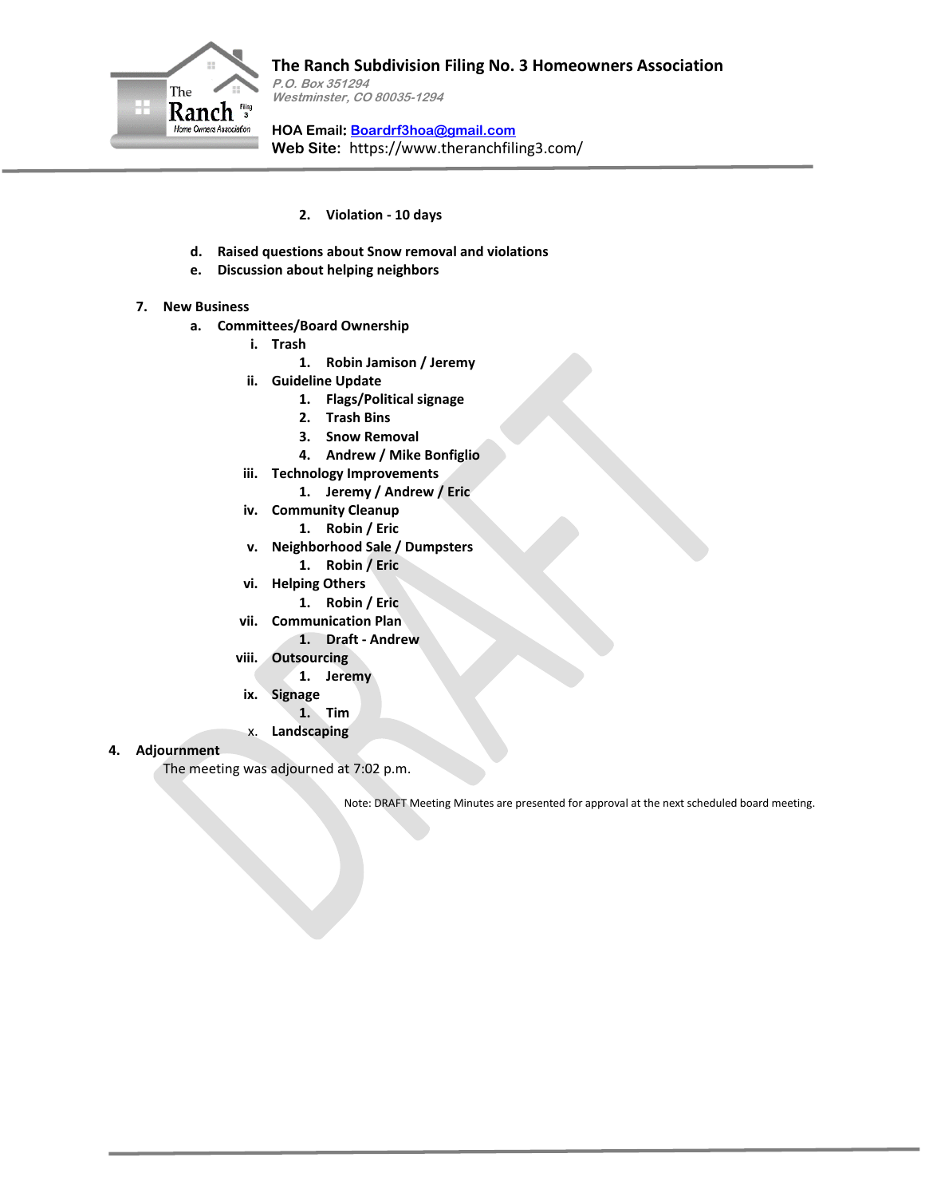**The Ranch Subdivision Filing No. 3 Homeowners Association**

*P.O. Box 351294*
*Westminster, CO 80035-1294*

**HOA Email:** Boardrf3hoa@gmail.com
**Web Site:** https://www.theranchfiling3.com/

2. **Violation - 10 days**

d. **Raised questions about Snow removal and violations**
e. **Discussion about helping neighbors**

7. **New Business**
   a. **Committees/Board Ownership**
      i. **Trash**
         1. **Robin Jamison / Jeremy**
      ii. **Guideline Update**
         1. **Flags/Political signage**
         2. **Trash Bins**
         3. **Snow Removal**
         4. **Andrew / Mike Bonfiglio**
      iii. **Technology Improvements**
         1. **Jeremy / Andrew / Eric**
      iv. **Community Cleanup**
         1. **Robin / Eric**
      v. **Neighborhood Sale / Dumpsters**
         1. **Robin / Eric**
      vi. **Helping Others**
         1. **Robin / Eric**
      vii. **Communication Plan**
         1. **Draft - Andrew**
      viii. **Outsourcing**
         1. **Jeremy**
      ix. **Signage**
         1. **Tim**
      x. **Landscaping**

4. **Adjournment**
   The meeting was adjourned at 7:02 p.m.

Note: DRAFT Meeting Minutes are presented for approval at the next scheduled board meeting.

DRAFT